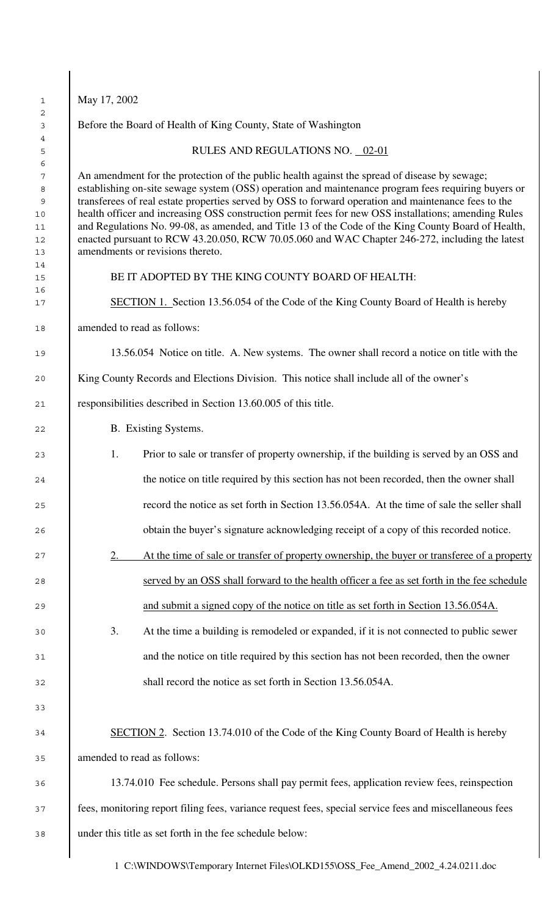May 17, 2002

Before the Board of Health of King County, State of Washington

RULES AND REGULATIONS NO. 02-01

An amendment for the protection of the public health against the spread of disease by sewage; establishing on-site sewage system (OSS) operation and maintenance program fees requiring buyers or transferees of real estate properties served by OSS to forward operation and maintenance fees to the health officer and increasing OSS construction permit fees for new OSS installations; amending Rules and Regulations No. 99-08, as amended, and Title 13 of the Code of the King County Board of Health, enacted pursuant to RCW 43.20.050, RCW 70.05.060 and WAC Chapter 246-272, including the latest amendments or revisions thereto.

BE IT ADOPTED BY THE KING COUNTY BOARD OF HEALTH:

<u>SECTION 1.</u> Section 13.56.054 of the Code of the King County Board of Health is hereby amended to read as follows:

13.56.054 Notice on title. A. New systems. The owner shall record a notice on title with the King County Records and Elections Division. This notice shall include all of the owner's responsibilities described in Section 13.60.005 of this title.

B. Existing Systems.

1. Prior to sale or transfer of property ownership, if the building is served by an OSS and the notice on title required by this section has not been recorded, then the owner shall record the notice as set forth in Section 13.56.054A. At the time of sale the seller shall obtain the buyer's signature acknowledging receipt of a copy of this recorded notice.

2. <u>At the time of sale or transfer of property ownership, the buyer or transferee of a property served by an OSS shall forward to the health officer a fee as set forth in the fee schedule and submit a signed copy of the notice on title as set forth in Section 13.56.054A.</u>

3. At the time a building is remodeled or expanded, if it is not connected to public sewer and the notice on title required by this section has not been recorded, then the owner shall record the notice as set forth in Section 13.56.054A.

<u>SECTION 2</u>. Section 13.74.010 of the Code of the King County Board of Health is hereby amended to read as follows:

13.74.010 Fee schedule. Persons shall pay permit fees, application review fees, reinspection fees, monitoring report filing fees, variance request fees, special service fees and miscellaneous fees under this title as set forth in the fee schedule below: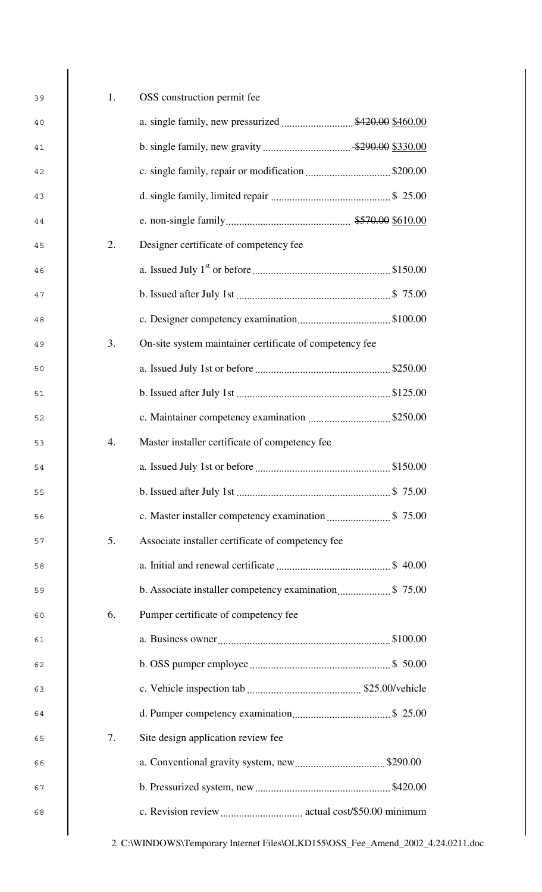1. OSS construction permit fee
   - a. single family, new pressurized .......................... ~~$420.00~~ $460.00
   - b. single family, new gravity .............................. ~~$290.00~~ $330.00
   - c. single family, repair or modification .............................. $200.00
   - d. single family, limited repair ............................................ $ 25.00
   - e. non-single family.............................................. ~~$570.00~~ $610.00
2. Designer certificate of competency fee
   - a. Issued July 1st or before .................................................. $150.00
   - b. Issued after July 1st ......................................................... $ 75.00
   - c. Designer competency examination.................................. $100.00
3. On-site system maintainer certificate of competency fee
   - a. Issued July 1st or before .................................................. $250.00
   - b. Issued after July 1st ......................................................... $125.00
   - c. Maintainer competency examination .............................. $250.00
4. Master installer certificate of competency fee
   - a. Issued July 1st or before .................................................. $150.00
   - b. Issued after July 1st ......................................................... $ 75.00
   - c. Master installer competency examination ........................ $ 75.00
5. Associate installer certificate of competency fee
   - a. Initial and renewal certificate ........................................... $ 40.00
   - b. Associate installer competency examination.................... $ 75.00
6. Pumper certificate of competency fee
   - a. Business owner................................................................ $100.00
   - b. OSS pumper employee .................................................... $ 50.00
   - c. Vehicle inspection tab .......................................... $25.00/vehicle
   - d. Pumper competency examination..................................... $ 25.00
7. Site design application review fee
   - a. Conventional gravity system, new................................. $290.00
   - b. Pressurized system, new .................................................. $420.00
   - c. Revision review .............................. actual cost/$50.00 minimum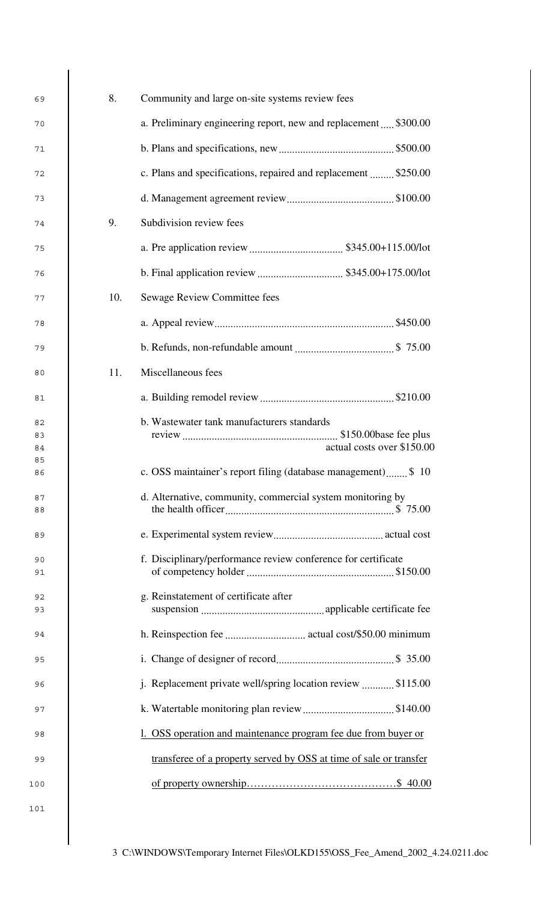8. Community and large on-site systems review fees

   a. Preliminary engineering report, new and replacement ..... $300.00

   b. Plans and specifications, new .......................................... $500.00

   c. Plans and specifications, repaired and replacement ......... $250.00

   d. Management agreement review ....................................... $100.00

9. Subdivision review fees

   a. Pre application review .................................. $345.00+115.00/lot

   b. Final application review ................................ $345.00+175.00/lot

10. Sewage Review Committee fees

   a. Appeal review ................................................................. $450.00

   b. Refunds, non-refundable amount .................................... $ 75.00

11. Miscellaneous fees

   a. Building remodel review ................................................. $210.00

   b. Wastewater tank manufacturers standards review ......................................................... $150.00base fee plus actual costs over $150.00

   c. OSS maintainer's report filing (database management) ........ $ 10

   d. Alternative, community, commercial system monitoring by the health officer ............................................................. $ 75.00

   e. Experimental system review ........................................ actual cost

   f. Disciplinary/performance review conference for certificate of competency holder ...................................................... $150.00

   g. Reinstatement of certificate after suspension ............................................. applicable certificate fee

   h. Reinspection fee ............................. actual cost/$50.00 minimum

   i. Change of designer of record ........................................... $ 35.00

   j. Replacement private well/spring location review ............ $115.00

   k. Watertable monitoring plan review .................................. $140.00

   l. OSS operation and maintenance program fee due from buyer or transferee of a property served by OSS at time of sale or transfer of property ownership…………………………………….$ 40.00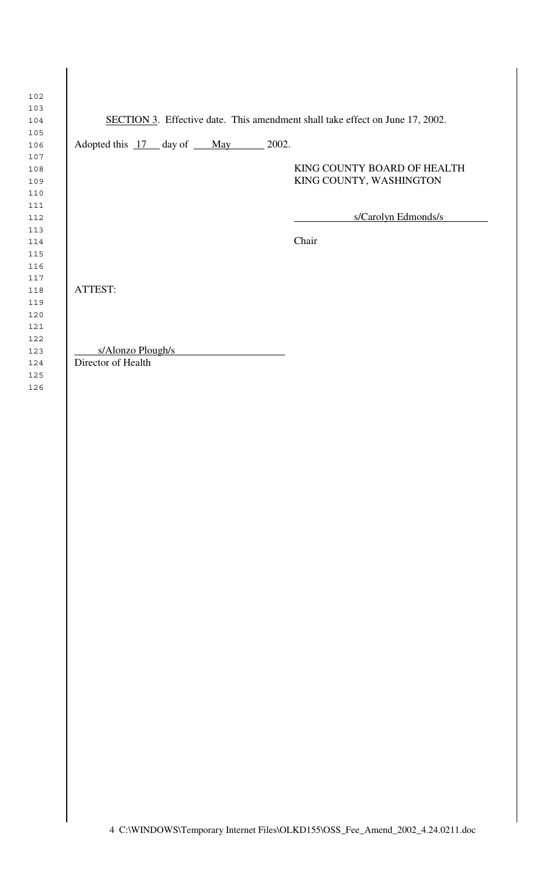SECTION 3. Effective date. This amendment shall take effect on June 17, 2002.

Adopted this 17 day of May 2002.

KING COUNTY BOARD OF HEALTH
KING COUNTY, WASHINGTON

s/Carolyn Edmonds/s

Chair

ATTEST:

s/Alonzo Plough/s
Director of Health